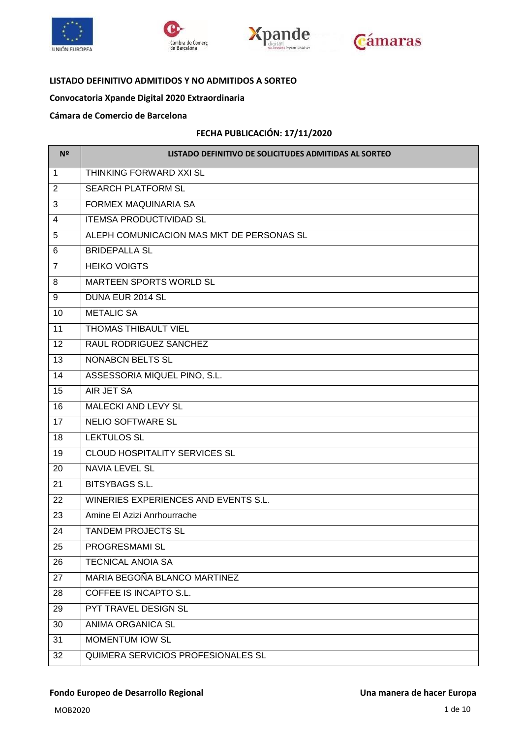**LISTADO DEFINITIVO ADMITIDOS Y NO ADMITIDOS A SORTEO**

**Convocatoria Xpande Digital 2020 Extraordinaria**

**Cámara de Comercio de Barcelona**

**FECHA PUBLICACIÓN: 17/11/2020**

| Nº | LISTADO DEFINITIVO DE SOLICITUDES ADMITIDAS AL SORTEO |
|---|---|
| 1 | THINKING FORWARD XXI SL |
| 2 | SEARCH PLATFORM SL |
| 3 | FORMEX MAQUINARIA SA |
| 4 | ITEMSA PRODUCTIVIDAD SL |
| 5 | ALEPH COMUNICACION MAS MKT DE PERSONAS SL |
| 6 | BRIDEPALLA SL |
| 7 | HEIKO VOIGTS |
| 8 | MARTEEN SPORTS WORLD SL |
| 9 | DUNA EUR 2014 SL |
| 10 | METALIC SA |
| 11 | THOMAS THIBAULT VIEL |
| 12 | RAUL RODRIGUEZ SANCHEZ |
| 13 | NONABCN BELTS SL |
| 14 | ASSESSORIA MIQUEL PINO, S.L. |
| 15 | AIR JET SA |
| 16 | MALECKI AND LEVY SL |
| 17 | NELIO SOFTWARE SL |
| 18 | LEKTULOS SL |
| 19 | CLOUD HOSPITALITY SERVICES SL |
| 20 | NAVIA LEVEL SL |
| 21 | BITSYBAGS S.L. |
| 22 | WINERIES EXPERIENCES AND EVENTS S.L. |
| 23 | Amine El Azizi Anrhourrache |
| 24 | TANDEM PROJECTS SL |
| 25 | PROGRESMAMI SL |
| 26 | TECNICAL ANOIA SA |
| 27 | MARIA BEGOÑA BLANCO MARTINEZ |
| 28 | COFFEE IS INCAPTO S.L. |
| 29 | PYT TRAVEL DESIGN SL |
| 30 | ANIMA ORGANICA SL |
| 31 | MOMENTUM IOW SL |
| 32 | QUIMERA SERVICIOS PROFESIONALES SL |

**Fondo Europeo de Desarrollo Regional** **Una manera de hacer Europa**

MOB2020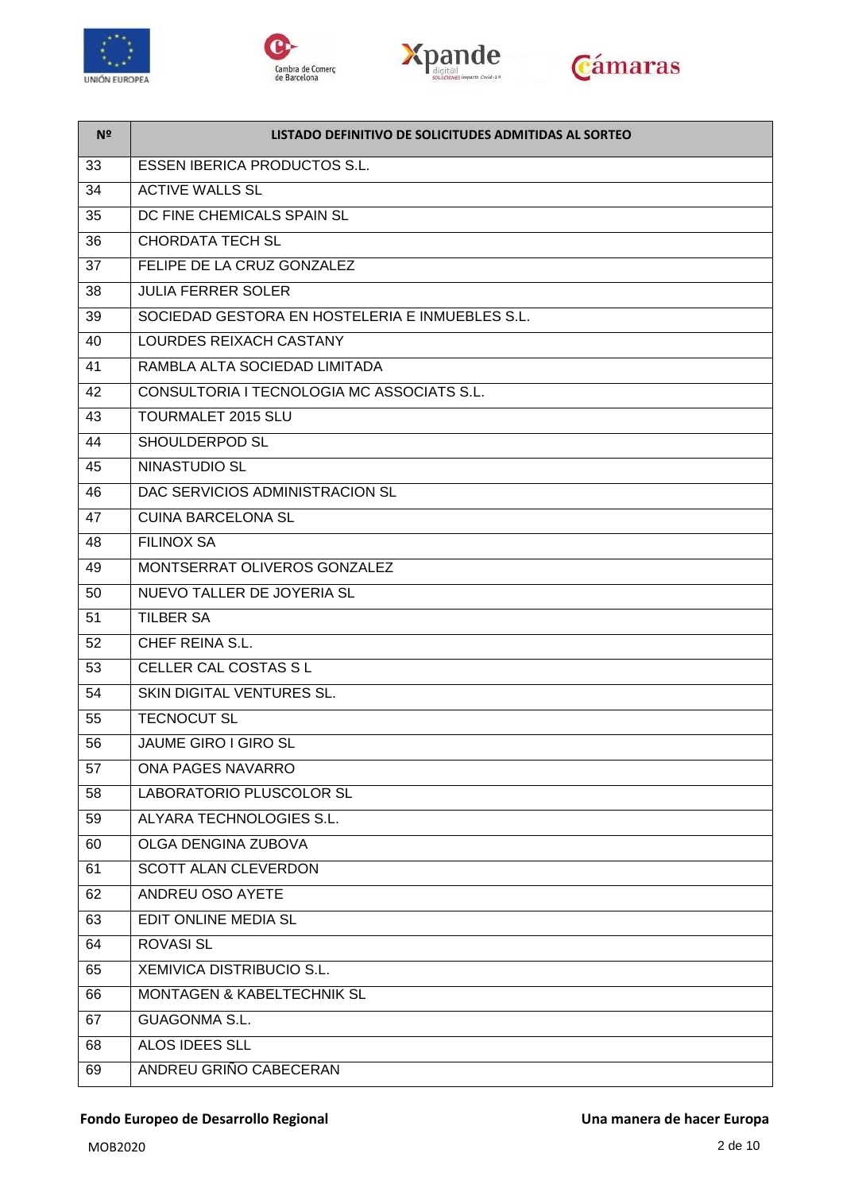| Nº | LISTADO DEFINITIVO DE SOLICITUDES ADMITIDAS AL SORTEO |
|---|---|
| 33 | ESSEN IBERICA PRODUCTOS S.L. |
| 34 | ACTIVE WALLS SL |
| 35 | DC FINE CHEMICALS SPAIN SL |
| 36 | CHORDATA TECH SL |
| 37 | FELIPE DE LA CRUZ GONZALEZ |
| 38 | JULIA FERRER SOLER |
| 39 | SOCIEDAD GESTORA EN HOSTELERIA E INMUEBLES S.L. |
| 40 | LOURDES REIXACH CASTANY |
| 41 | RAMBLA ALTA SOCIEDAD LIMITADA |
| 42 | CONSULTORIA I TECNOLOGIA MC ASSOCIATS S.L. |
| 43 | TOURMALET 2015 SLU |
| 44 | SHOULDERPOD SL |
| 45 | NINASTUDIO SL |
| 46 | DAC SERVICIOS ADMINISTRACION SL |
| 47 | CUINA BARCELONA SL |
| 48 | FILINOX SA |
| 49 | MONTSERRAT OLIVEROS GONZALEZ |
| 50 | NUEVO TALLER DE JOYERIA SL |
| 51 | TILBER SA |
| 52 | CHEF REINA S.L. |
| 53 | CELLER CAL COSTAS S L |
| 54 | SKIN DIGITAL VENTURES SL. |
| 55 | TECNOCUT SL |
| 56 | JAUME GIRO I GIRO SL |
| 57 | ONA PAGES NAVARRO |
| 58 | LABORATORIO PLUSCOLOR SL |
| 59 | ALYARA TECHNOLOGIES S.L. |
| 60 | OLGA DENGINA ZUBOVA |
| 61 | SCOTT ALAN CLEVERDON |
| 62 | ANDREU OSO AYETE |
| 63 | EDIT ONLINE MEDIA SL |
| 64 | ROVASI SL |
| 65 | XEMIVICA DISTRIBUCIO S.L. |
| 66 | MONTAGEN & KABELTECHNIK SL |
| 67 | GUAGONMA S.L. |
| 68 | ALOS IDEES SLL |
| 69 | ANDREU GRIÑO CABECERAN |

**Fondo Europeo de Desarrollo Regional** **Una manera de hacer Europa**

MOB2020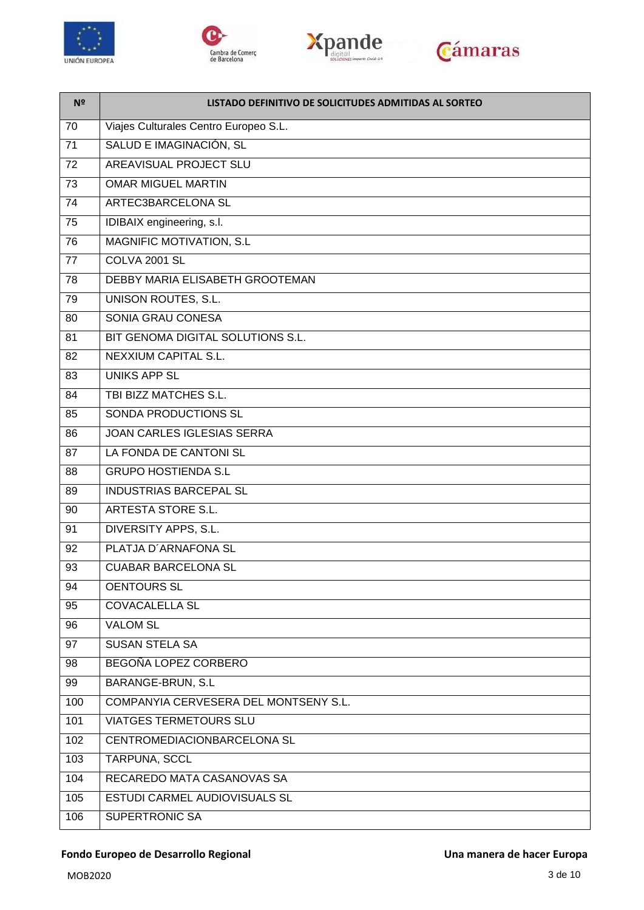| Nº | LISTADO DEFINITIVO DE SOLICITUDES ADMITIDAS AL SORTEO |
| --- | --- |
| 70 | Viajes Culturales Centro Europeo S.L. |
| 71 | SALUD E IMAGINACIÓN, SL |
| 72 | AREAVISUAL PROJECT SLU |
| 73 | OMAR MIGUEL MARTIN |
| 74 | ARTEC3BARCELONA SL |
| 75 | IDIBAIX engineering, s.l. |
| 76 | MAGNIFIC MOTIVATION, S.L |
| 77 | COLVA 2001 SL |
| 78 | DEBBY MARIA ELISABETH GROOTEMAN |
| 79 | UNISON ROUTES, S.L. |
| 80 | SONIA GRAU CONESA |
| 81 | BIT GENOMA DIGITAL SOLUTIONS S.L. |
| 82 | NEXXIUM CAPITAL S.L. |
| 83 | UNIKS APP SL |
| 84 | TBI BIZZ MATCHES S.L. |
| 85 | SONDA PRODUCTIONS SL |
| 86 | JOAN CARLES IGLESIAS SERRA |
| 87 | LA FONDA DE CANTONI SL |
| 88 | GRUPO HOSTIENDA S.L |
| 89 | INDUSTRIAS BARCEPAL SL |
| 90 | ARTESTA STORE S.L. |
| 91 | DIVERSITY APPS, S.L. |
| 92 | PLATJA D´ARNAFONA SL |
| 93 | CUABAR BARCELONA SL |
| 94 | OENTOURS SL |
| 95 | COVACALELLA SL |
| 96 | VALOM SL |
| 97 | SUSAN STELA SA |
| 98 | BEGOÑA LOPEZ CORBERO |
| 99 | BARANGE-BRUN, S.L |
| 100 | COMPANYIA CERVESERA DEL MONTSENY S.L. |
| 101 | VIATGES TERMETOURS SLU |
| 102 | CENTROMEDIACIONBARCELONA SL |
| 103 | TARPUNA, SCCL |
| 104 | RECAREDO MATA CASANOVAS SA |
| 105 | ESTUDI CARMEL AUDIOVISUALS SL |
| 106 | SUPERTRONIC SA |

**Fondo Europeo de Desarrollo Regional** **Una manera de hacer Europa**

MOB2020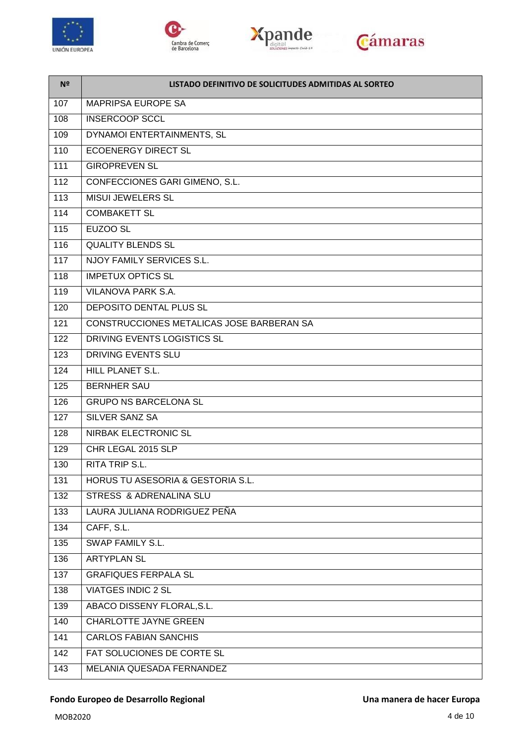| Nº | LISTADO DEFINITIVO DE SOLICITUDES ADMITIDAS AL SORTEO |
| --- | --- |
| 107 | MAPRIPSA EUROPE SA |
| 108 | INSERCOOP SCCL |
| 109 | DYNAMOI ENTERTAINMENTS, SL |
| 110 | ECOENERGY DIRECT SL |
| 111 | GIROPREVEN SL |
| 112 | CONFECCIONES GARI GIMENO, S.L. |
| 113 | MISUI JEWELERS SL |
| 114 | COMBAKETT SL |
| 115 | EUZOO SL |
| 116 | QUALITY BLENDS SL |
| 117 | NJOY FAMILY SERVICES S.L. |
| 118 | IMPETUX OPTICS SL |
| 119 | VILANOVA PARK S.A. |
| 120 | DEPOSITO DENTAL PLUS SL |
| 121 | CONSTRUCCIONES METALICAS JOSE BARBERAN SA |
| 122 | DRIVING EVENTS LOGISTICS SL |
| 123 | DRIVING EVENTS SLU |
| 124 | HILL PLANET S.L. |
| 125 | BERNHER SAU |
| 126 | GRUPO NS BARCELONA SL |
| 127 | SILVER SANZ SA |
| 128 | NIRBAK ELECTRONIC SL |
| 129 | CHR LEGAL 2015 SLP |
| 130 | RITA TRIP S.L. |
| 131 | HORUS TU ASESORIA & GESTORIA S.L. |
| 132 | STRESS & ADRENALINA SLU |
| 133 | LAURA JULIANA RODRIGUEZ PEÑA |
| 134 | CAFF, S.L. |
| 135 | SWAP FAMILY S.L. |
| 136 | ARTYPLAN SL |
| 137 | GRAFIQUES FERPALA SL |
| 138 | VIATGES INDIC 2 SL |
| 139 | ABACO DISSENY FLORAL,S.L. |
| 140 | CHARLOTTE JAYNE GREEN |
| 141 | CARLOS FABIAN SANCHIS |
| 142 | FAT SOLUCIONES DE CORTE SL |
| 143 | MELANIA QUESADA FERNANDEZ |

**Fondo Europeo de Desarrollo Regional** **Una manera de hacer Europa**

MOB2020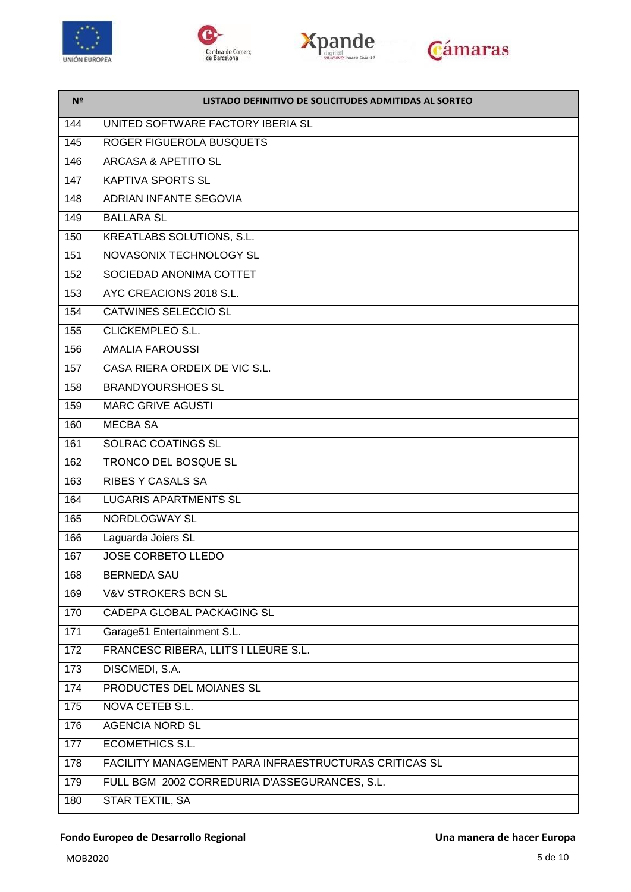| Nº | LISTADO DEFINITIVO DE SOLICITUDES ADMITIDAS AL SORTEO |
|---|---|
| 144 | UNITED SOFTWARE FACTORY IBERIA SL |
| 145 | ROGER FIGUEROLA BUSQUETS |
| 146 | ARCASA & APETITO SL |
| 147 | KAPTIVA SPORTS SL |
| 148 | ADRIAN INFANTE SEGOVIA |
| 149 | BALLARA SL |
| 150 | KREATLABS SOLUTIONS, S.L. |
| 151 | NOVASONIX TECHNOLOGY SL |
| 152 | SOCIEDAD ANONIMA COTTET |
| 153 | AYC CREACIONS 2018 S.L. |
| 154 | CATWINES SELECCIO SL |
| 155 | CLICKEMPLEO S.L. |
| 156 | AMALIA FAROUSSI |
| 157 | CASA RIERA ORDEIX DE VIC S.L. |
| 158 | BRANDYOURSHOES SL |
| 159 | MARC GRIVE AGUSTI |
| 160 | MECBA SA |
| 161 | SOLRAC COATINGS SL |
| 162 | TRONCO DEL BOSQUE SL |
| 163 | RIBES Y CASALS SA |
| 164 | LUGARIS APARTMENTS SL |
| 165 | NORDLOGWAY SL |
| 166 | Laguarda Joiers SL |
| 167 | JOSE CORBETO LLEDO |
| 168 | BERNEDA SAU |
| 169 | V&V STROKERS BCN SL |
| 170 | CADEPA GLOBAL PACKAGING SL |
| 171 | Garage51 Entertainment S.L. |
| 172 | FRANCESC RIBERA, LLITS I LLEURE S.L. |
| 173 | DISCMEDI, S.A. |
| 174 | PRODUCTES DEL MOIANES SL |
| 175 | NOVA CETEB S.L. |
| 176 | AGENCIA NORD SL |
| 177 | ECOMETHICS S.L. |
| 178 | FACILITY MANAGEMENT PARA INFRAESTRUCTURAS CRITICAS SL |
| 179 | FULL BGM 2002 CORREDURIA D'ASSEGURANCES, S.L. |
| 180 | STAR TEXTIL, SA |

**Fondo Europeo de Desarrollo Regional** **Una manera de hacer Europa**

MOB2020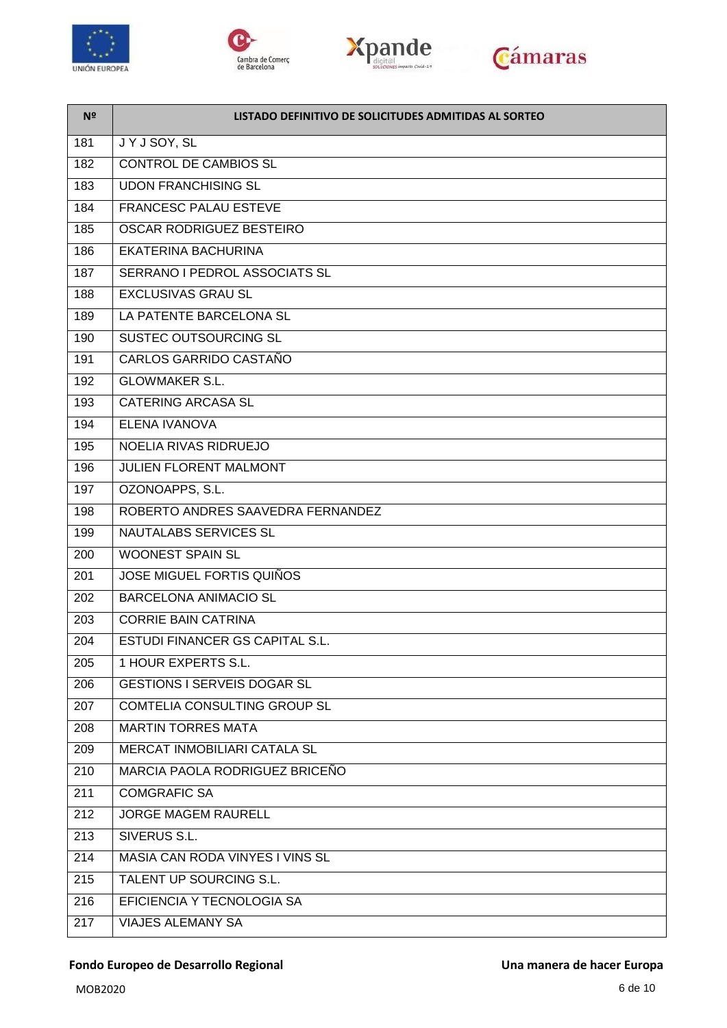| Nº | LISTADO DEFINITIVO DE SOLICITUDES ADMITIDAS AL SORTEO |
|---|---|
| 181 | J Y J SOY, SL |
| 182 | CONTROL DE CAMBIOS SL |
| 183 | UDON FRANCHISING SL |
| 184 | FRANCESC PALAU ESTEVE |
| 185 | OSCAR RODRIGUEZ BESTEIRO |
| 186 | EKATERINA BACHURINA |
| 187 | SERRANO I PEDROL ASSOCIATS SL |
| 188 | EXCLUSIVAS GRAU SL |
| 189 | LA PATENTE BARCELONA SL |
| 190 | SUSTEC OUTSOURCING SL |
| 191 | CARLOS GARRIDO CASTAÑO |
| 192 | GLOWMAKER S.L. |
| 193 | CATERING ARCASA SL |
| 194 | ELENA IVANOVA |
| 195 | NOELIA RIVAS RIDRUEJO |
| 196 | JULIEN FLORENT MALMONT |
| 197 | OZONOAPPS, S.L. |
| 198 | ROBERTO ANDRES SAAVEDRA FERNANDEZ |
| 199 | NAUTALABS SERVICES SL |
| 200 | WOONEST SPAIN SL |
| 201 | JOSE MIGUEL FORTIS QUIÑOS |
| 202 | BARCELONA ANIMACIO SL |
| 203 | CORRIE BAIN CATRINA |
| 204 | ESTUDI FINANCER GS CAPITAL S.L. |
| 205 | 1 HOUR EXPERTS S.L. |
| 206 | GESTIONS I SERVEIS DOGAR SL |
| 207 | COMTELIA CONSULTING GROUP SL |
| 208 | MARTIN TORRES MATA |
| 209 | MERCAT INMOBILIARI CATALA SL |
| 210 | MARCIA PAOLA RODRIGUEZ BRICEÑO |
| 211 | COMGRAFIC SA |
| 212 | JORGE MAGEM RAURELL |
| 213 | SIVERUS S.L. |
| 214 | MASIA CAN RODA VINYES I VINS SL |
| 215 | TALENT UP SOURCING S.L. |
| 216 | EFICIENCIA Y TECNOLOGIA SA |
| 217 | VIAJES ALEMANY SA |

**Fondo Europeo de Desarrollo Regional** **Una manera de hacer Europa**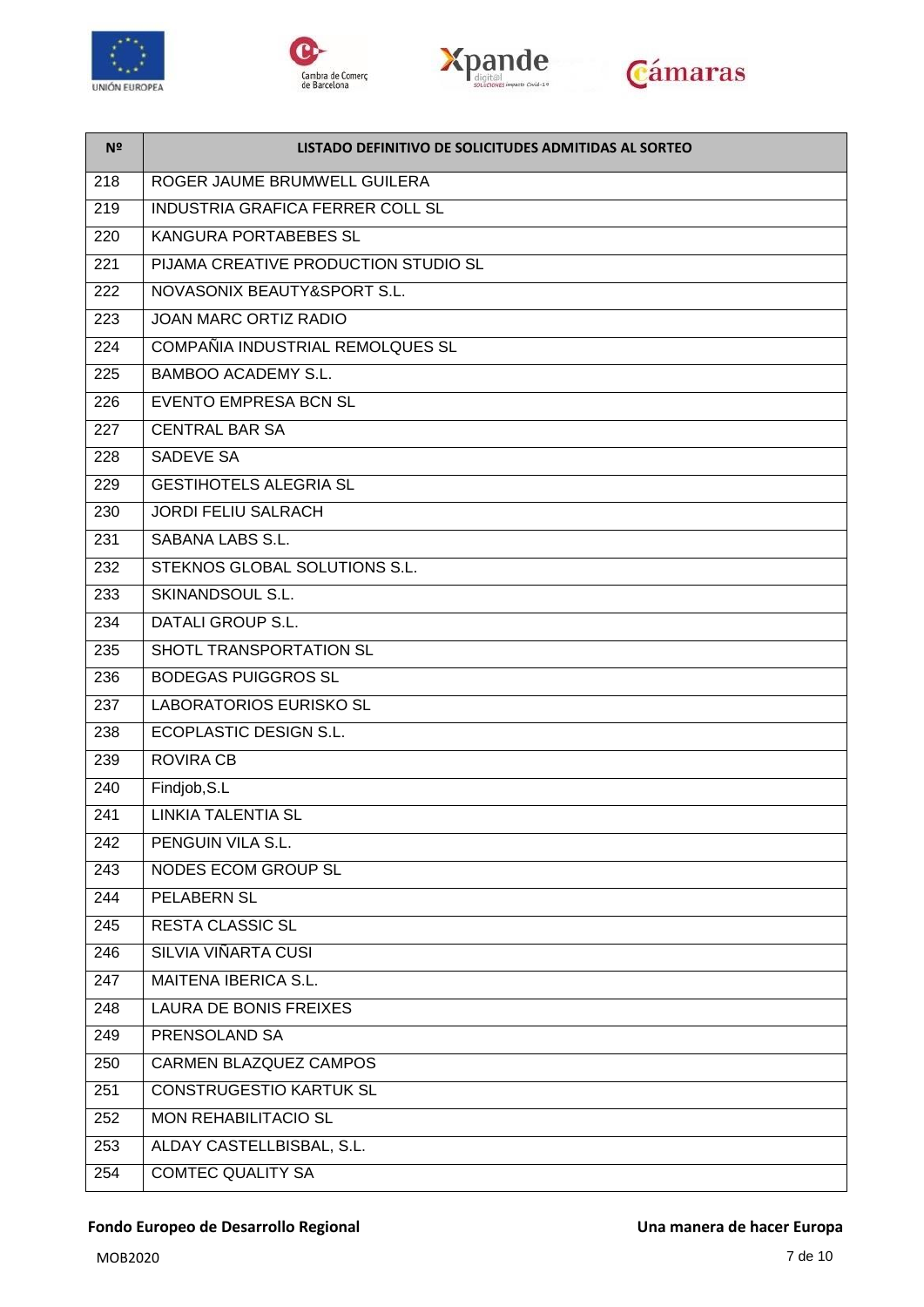| Nº | LISTADO DEFINITIVO DE SOLICITUDES ADMITIDAS AL SORTEO |
|---|---|
| 218 | ROGER JAUME BRUMWELL GUILERA |
| 219 | INDUSTRIA GRAFICA FERRER COLL SL |
| 220 | KANGURA PORTABEBES SL |
| 221 | PIJAMA CREATIVE PRODUCTION STUDIO SL |
| 222 | NOVASONIX BEAUTY&SPORT S.L. |
| 223 | JOAN MARC ORTIZ RADIO |
| 224 | COMPAÑIA INDUSTRIAL REMOLQUES SL |
| 225 | BAMBOO ACADEMY S.L. |
| 226 | EVENTO EMPRESA BCN SL |
| 227 | CENTRAL BAR SA |
| 228 | SADEVE SA |
| 229 | GESTIHOTELS ALEGRIA SL |
| 230 | JORDI FELIU SALRACH |
| 231 | SABANA LABS S.L. |
| 232 | STEKNOS GLOBAL SOLUTIONS S.L. |
| 233 | SKINANDSOUL S.L. |
| 234 | DATALI GROUP S.L. |
| 235 | SHOTL TRANSPORTATION SL |
| 236 | BODEGAS PUIGGROS SL |
| 237 | LABORATORIOS EURISKO SL |
| 238 | ECOPLASTIC DESIGN S.L. |
| 239 | ROVIRA CB |
| 240 | Findjob,S.L |
| 241 | LINKIA TALENTIA SL |
| 242 | PENGUIN VILA S.L. |
| 243 | NODES ECOM GROUP SL |
| 244 | PELABERN SL |
| 245 | RESTA CLASSIC SL |
| 246 | SILVIA VIÑARTA CUSI |
| 247 | MAITENA IBERICA S.L. |
| 248 | LAURA DE BONIS FREIXES |
| 249 | PRENSOLAND SA |
| 250 | CARMEN BLAZQUEZ CAMPOS |
| 251 | CONSTRUGESTIO KARTUK SL |
| 252 | MON REHABILITACIO SL |
| 253 | ALDAY CASTELLBISBAL, S.L. |
| 254 | COMTEC QUALITY SA |

**Fondo Europeo de Desarrollo Regional** **Una manera de hacer Europa**

MOB2020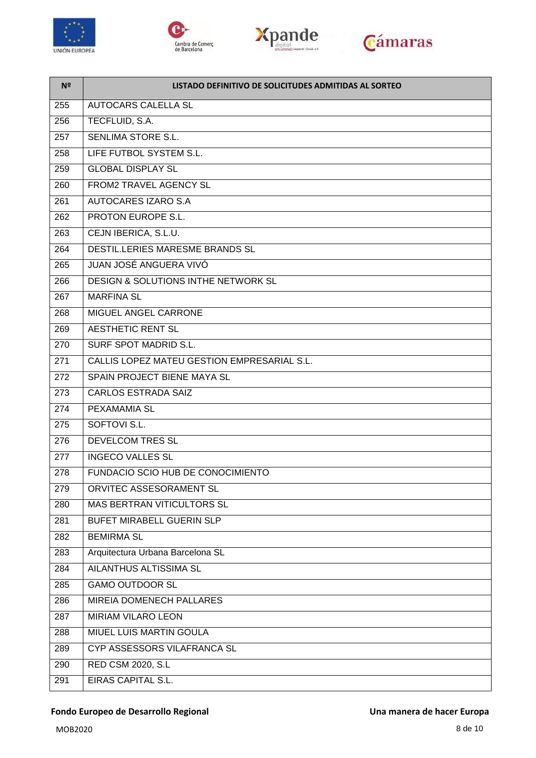| Nº | LISTADO DEFINITIVO DE SOLICITUDES ADMITIDAS AL SORTEO |
|---|---|
| 255 | AUTOCARS CALELLA SL |
| 256 | TECFLUID, S.A. |
| 257 | SENLIMA STORE S.L. |
| 258 | LIFE FUTBOL SYSTEM S.L. |
| 259 | GLOBAL DISPLAY SL |
| 260 | FROM2 TRAVEL AGENCY SL |
| 261 | AUTOCARES IZARO S.A |
| 262 | PROTON EUROPE S.L. |
| 263 | CEJN IBERICA, S.L.U. |
| 264 | DESTIL.LERIES MARESME BRANDS SL |
| 265 | JUAN JOSÉ ANGUERA VIVÓ |
| 266 | DESIGN & SOLUTIONS INTHE NETWORK SL |
| 267 | MARFINA SL |
| 268 | MIGUEL ANGEL CARRONE |
| 269 | AESTHETIC RENT SL |
| 270 | SURF SPOT MADRID S.L. |
| 271 | CALLIS LOPEZ MATEU GESTION EMPRESARIAL S.L. |
| 272 | SPAIN PROJECT BIENE MAYA SL |
| 273 | CARLOS ESTRADA SAIZ |
| 274 | PEXAMAMIA SL |
| 275 | SOFTOVI S.L. |
| 276 | DEVELCOM TRES SL |
| 277 | INGECO VALLES SL |
| 278 | FUNDACIO SCIO HUB DE CONOCIMIENTO |
| 279 | ORVITEC ASSESORAMENT SL |
| 280 | MAS BERTRAN VITICULTORS SL |
| 281 | BUFET MIRABELL GUERIN SLP |
| 282 | BEMIRMA SL |
| 283 | Arquitectura Urbana Barcelona SL |
| 284 | AILANTHUS ALTISSIMA SL |
| 285 | GAMO OUTDOOR SL |
| 286 | MIREIA DOMENECH PALLARES |
| 287 | MIRIAM VILARO LEON |
| 288 | MIUEL LUIS MARTIN GOULA |
| 289 | CYP ASSESSORS VILAFRANCA SL |
| 290 | RED CSM 2020, S.L |
| 291 | EIRAS CAPITAL S.L. |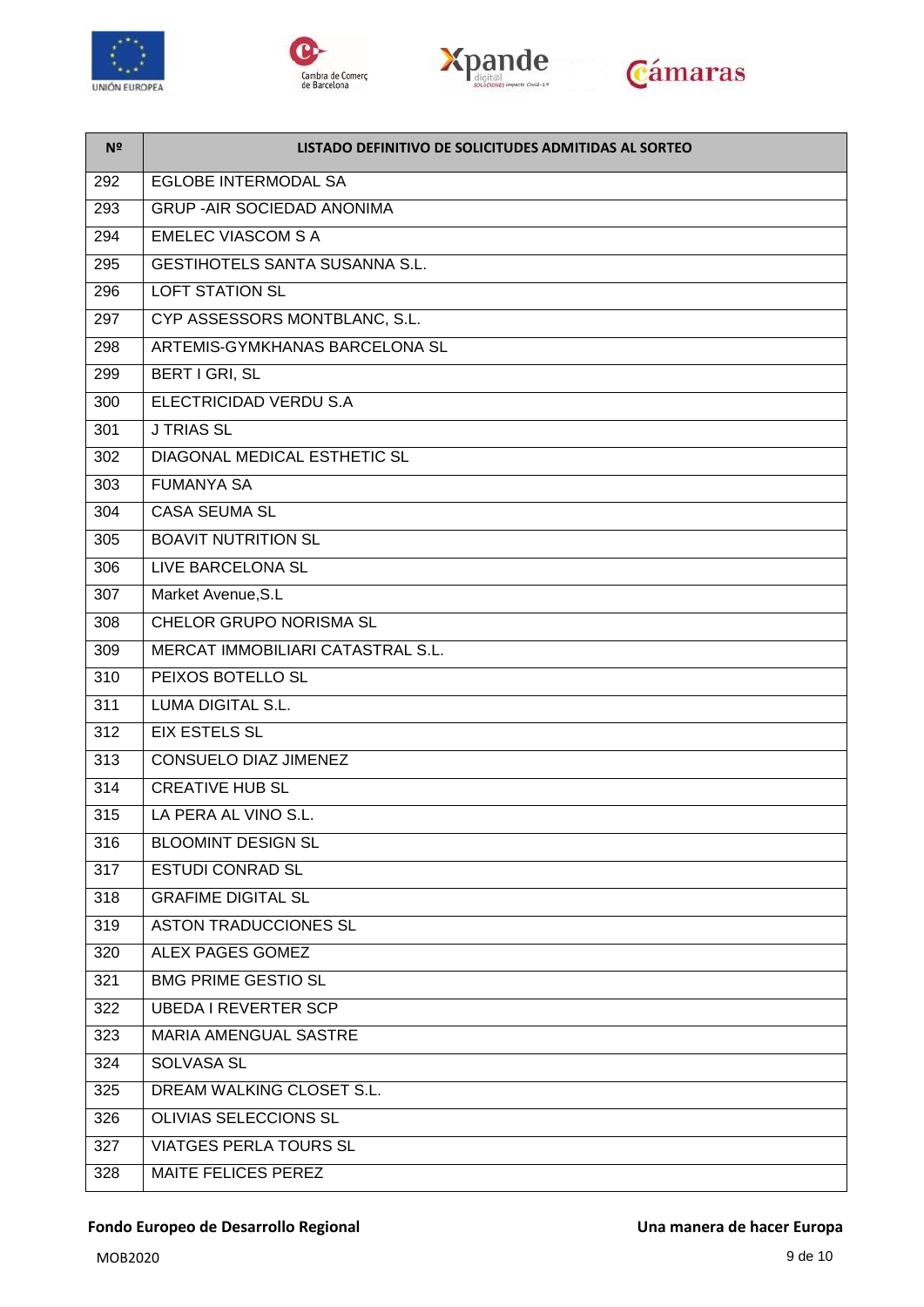| Nº | LISTADO DEFINITIVO DE SOLICITUDES ADMITIDAS AL SORTEO |
| --- | --- |
| 292 | EGLOBE INTERMODAL SA |
| 293 | GRUP -AIR SOCIEDAD ANONIMA |
| 294 | EMELEC VIASCOM S A |
| 295 | GESTIHOTELS SANTA SUSANNA S.L. |
| 296 | LOFT STATION SL |
| 297 | CYP ASSESSORS MONTBLANC, S.L. |
| 298 | ARTEMIS-GYMKHANAS BARCELONA SL |
| 299 | BERT I GRI, SL |
| 300 | ELECTRICIDAD VERDU S.A |
| 301 | J TRIAS SL |
| 302 | DIAGONAL MEDICAL ESTHETIC SL |
| 303 | FUMANYA SA |
| 304 | CASA SEUMA SL |
| 305 | BOAVIT NUTRITION SL |
| 306 | LIVE BARCELONA SL |
| 307 | Market Avenue,S.L |
| 308 | CHELOR GRUPO NORISMA SL |
| 309 | MERCAT IMMOBILIARI CATASTRAL S.L. |
| 310 | PEIXOS BOTELLO SL |
| 311 | LUMA DIGITAL S.L. |
| 312 | EIX ESTELS SL |
| 313 | CONSUELO DIAZ JIMENEZ |
| 314 | CREATIVE HUB SL |
| 315 | LA PERA AL VINO S.L. |
| 316 | BLOOMINT DESIGN SL |
| 317 | ESTUDI CONRAD SL |
| 318 | GRAFIME DIGITAL SL |
| 319 | ASTON TRADUCCIONES SL |
| 320 | ALEX PAGES GOMEZ |
| 321 | BMG PRIME GESTIO SL |
| 322 | UBEDA I REVERTER SCP |
| 323 | MARIA AMENGUAL SASTRE |
| 324 | SOLVASA SL |
| 325 | DREAM WALKING CLOSET S.L. |
| 326 | OLIVIAS SELECCIONS SL |
| 327 | VIATGES PERLA TOURS SL |
| 328 | MAITE FELICES PEREZ |

**Fondo Europeo de Desarrollo Regional** **Una manera de hacer Europa**

MOB2020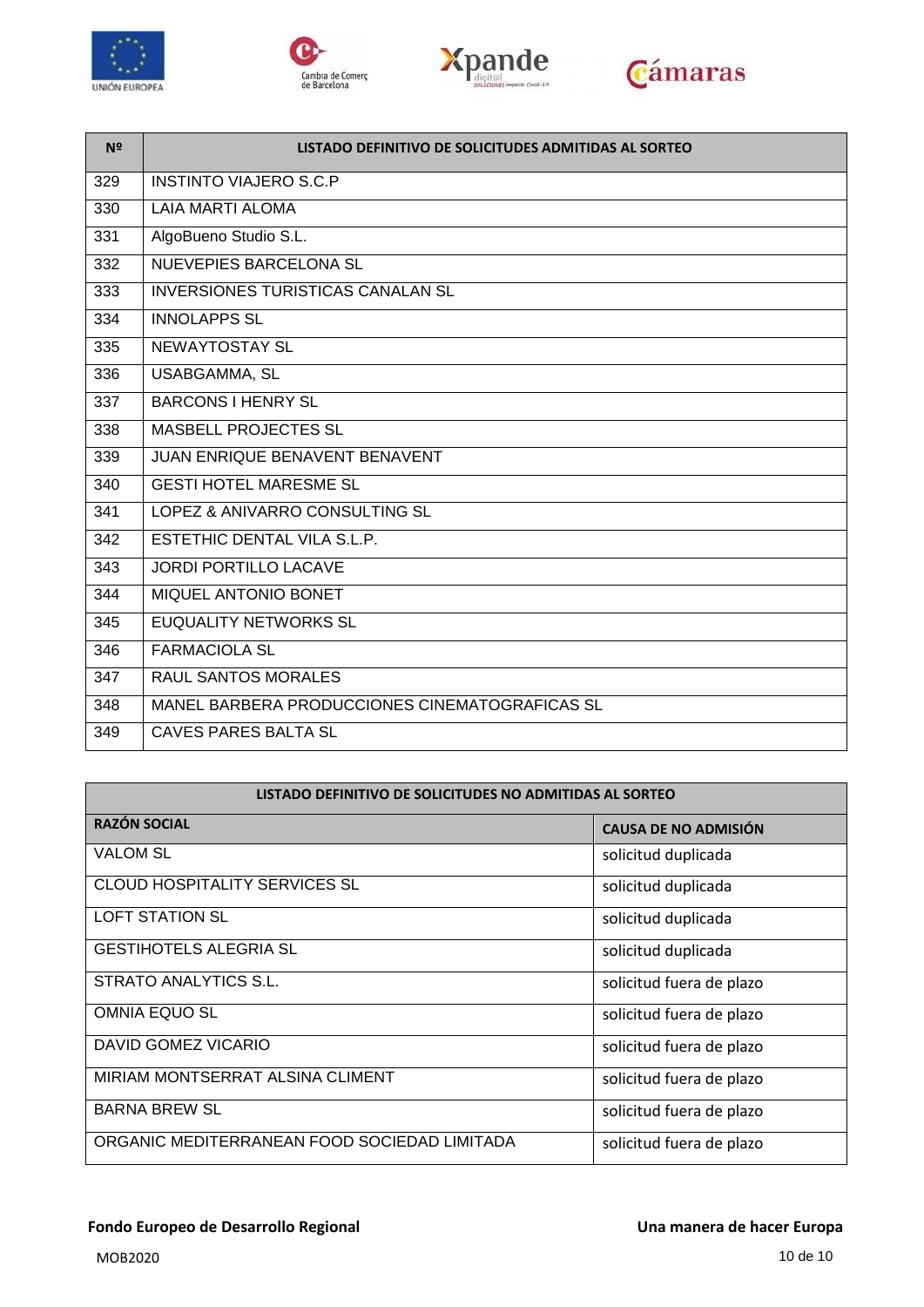| Nº | LISTADO DEFINITIVO DE SOLICITUDES ADMITIDAS AL SORTEO |
|---|---|
| 329 | INSTINTO VIAJERO S.C.P |
| 330 | LAIA MARTI ALOMA |
| 331 | AlgoBueno Studio S.L. |
| 332 | NUEVEPIES BARCELONA SL |
| 333 | INVERSIONES TURISTICAS CANALAN SL |
| 334 | INNOLAPPS SL |
| 335 | NEWAYTOSTAY SL |
| 336 | USABGAMMA, SL |
| 337 | BARCONS I HENRY SL |
| 338 | MASBELL PROJECTES SL |
| 339 | JUAN ENRIQUE BENAVENT BENAVENT |
| 340 | GESTI HOTEL MARESME SL |
| 341 | LOPEZ & ANIVARRO CONSULTING SL |
| 342 | ESTETHIC DENTAL VILA S.L.P. |
| 343 | JORDI PORTILLO LACAVE |
| 344 | MIQUEL ANTONIO BONET |
| 345 | EUQUALITY NETWORKS SL |
| 346 | FARMACIOLA SL |
| 347 | RAUL SANTOS MORALES |
| 348 | MANEL BARBERA PRODUCCIONES CINEMATOGRAFICAS SL |
| 349 | CAVES PARES BALTA SL |

| LISTADO DEFINITIVO DE SOLICITUDES NO ADMITIDAS AL SORTEO | |
|---|---|
| **RAZÓN SOCIAL** | **CAUSA DE NO ADMISIÓN** |
| VALOM SL | solicitud duplicada |
| CLOUD HOSPITALITY SERVICES SL | solicitud duplicada |
| LOFT STATION SL | solicitud duplicada |
| GESTIHOTELS ALEGRIA SL | solicitud duplicada |
| STRATO ANALYTICS S.L. | solicitud fuera de plazo |
| OMNIA EQUO SL | solicitud fuera de plazo |
| DAVID GOMEZ VICARIO | solicitud fuera de plazo |
| MIRIAM MONTSERRAT ALSINA CLIMENT | solicitud fuera de plazo |
| BARNA BREW SL | solicitud fuera de plazo |
| ORGANIC MEDITERRANEAN FOOD SOCIEDAD LIMITADA | solicitud fuera de plazo |